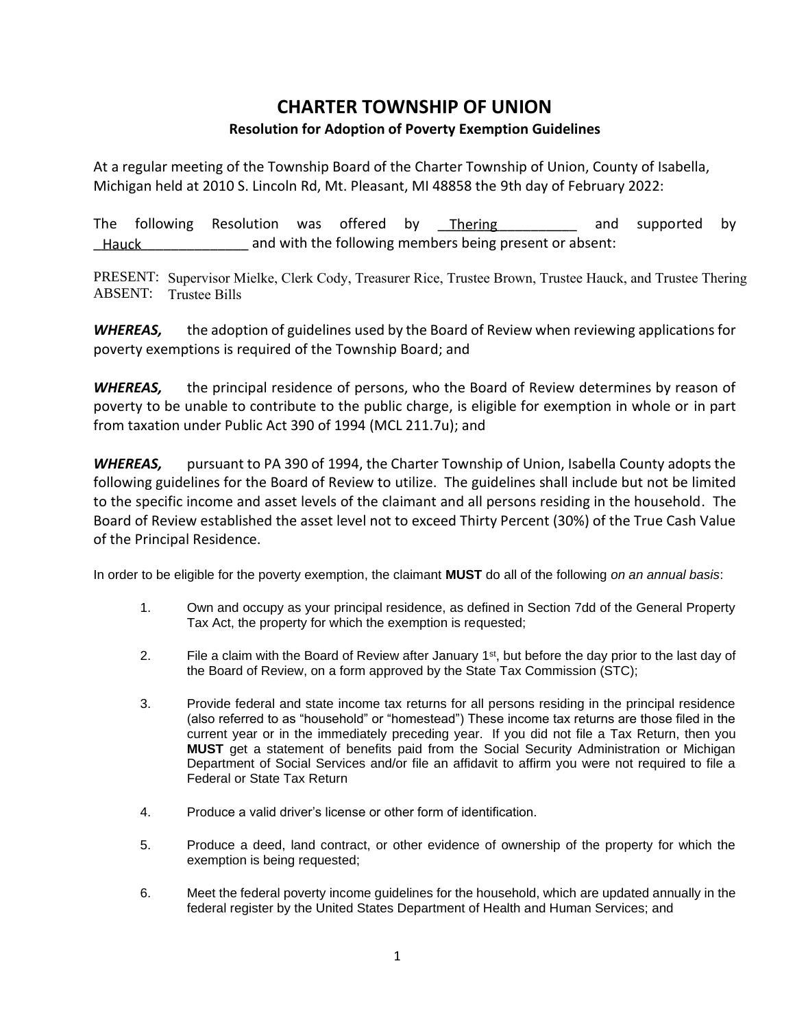# CHARTER TOWNSHIP OF UNION

## Resolution for Adoption of Poverty Exemption Guidelines

At a regular meeting of the Township Board of the Charter Township of Union, County of Isabella, Michigan held at 2010 S. Lincoln Rd, Mt. Pleasant, MI 48858 the 9th day of February 2022:

The following Resolution was offered by \_Thering\_\_\_\_\_\_\_\_\_\_ and supported by \_Hauck\_\_\_\_\_\_\_\_\_\_\_\_\_\_ and with the following members being present or absent:

PRESENT: Supervisor Mielke, Clerk Cody, Treasurer Rice, Trustee Brown, Trustee Hauck, and Trustee Thering
ABSENT: Trustee Bills

***WHEREAS,*** the adoption of guidelines used by the Board of Review when reviewing applications for poverty exemptions is required of the Township Board; and

***WHEREAS,*** the principal residence of persons, who the Board of Review determines by reason of poverty to be unable to contribute to the public charge, is eligible for exemption in whole or in part from taxation under Public Act 390 of 1994 (MCL 211.7u); and

***WHEREAS,*** pursuant to PA 390 of 1994, the Charter Township of Union, Isabella County adopts the following guidelines for the Board of Review to utilize. The guidelines shall include but not be limited to the specific income and asset levels of the claimant and all persons residing in the household. The Board of Review established the asset level not to exceed Thirty Percent (30%) of the True Cash Value of the Principal Residence.

In order to be eligible for the poverty exemption, the claimant **MUST** do all of the following *on an annual basis*:

1. Own and occupy as your principal residence, as defined in Section 7dd of the General Property Tax Act, the property for which the exemption is requested;

2. File a claim with the Board of Review after January 1st, but before the day prior to the last day of the Board of Review, on a form approved by the State Tax Commission (STC);

3. Provide federal and state income tax returns for all persons residing in the principal residence (also referred to as "household" or "homestead") These income tax returns are those filed in the current year or in the immediately preceding year. If you did not file a Tax Return, then you **MUST** get a statement of benefits paid from the Social Security Administration or Michigan Department of Social Services and/or file an affidavit to affirm you were not required to file a Federal or State Tax Return

4. Produce a valid driver's license or other form of identification.

5. Produce a deed, land contract, or other evidence of ownership of the property for which the exemption is being requested;

6. Meet the federal poverty income guidelines for the household, which are updated annually in the federal register by the United States Department of Health and Human Services; and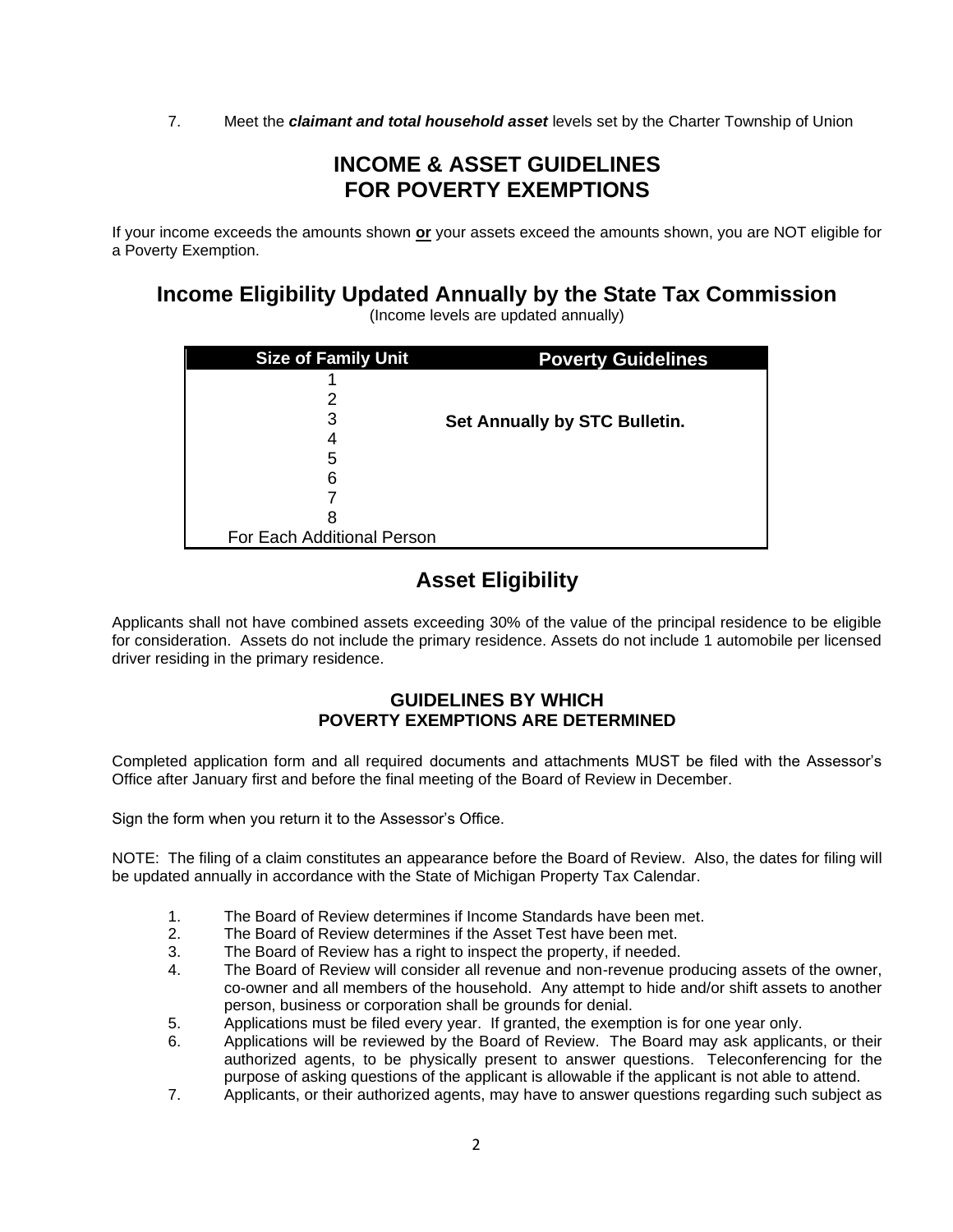7. Meet the ***claimant and total household asset*** levels set by the Charter Township of Union

## INCOME & ASSET GUIDELINES FOR POVERTY EXEMPTIONS

If your income exceeds the amounts shown **or** your assets exceed the amounts shown, you are NOT eligible for a Poverty Exemption.

## Income Eligibility Updated Annually by the State Tax Commission

(Income levels are updated annually)

| Size of Family Unit | Poverty Guidelines |
|---|---|
| 1 | |
| 2 | |
| 3 | **Set Annually by STC Bulletin.** |
| 4 | |
| 5 | |
| 6 | |
| 7 | |
| 8 | |
| For Each Additional Person | |

## Asset Eligibility

Applicants shall not have combined assets exceeding 30% of the value of the principal residence to be eligible for consideration. Assets do not include the primary residence. Assets do not include 1 automobile per licensed driver residing in the primary residence.

### GUIDELINES BY WHICH POVERTY EXEMPTIONS ARE DETERMINED

Completed application form and all required documents and attachments MUST be filed with the Assessor's Office after January first and before the final meeting of the Board of Review in December.

Sign the form when you return it to the Assessor's Office.

NOTE: The filing of a claim constitutes an appearance before the Board of Review. Also, the dates for filing will be updated annually in accordance with the State of Michigan Property Tax Calendar.

1. The Board of Review determines if Income Standards have been met.
2. The Board of Review determines if the Asset Test have been met.
3. The Board of Review has a right to inspect the property, if needed.
4. The Board of Review will consider all revenue and non-revenue producing assets of the owner, co-owner and all members of the household. Any attempt to hide and/or shift assets to another person, business or corporation shall be grounds for denial.
5. Applications must be filed every year. If granted, the exemption is for one year only.
6. Applications will be reviewed by the Board of Review. The Board may ask applicants, or their authorized agents, to be physically present to answer questions. Teleconferencing for the purpose of asking questions of the applicant is allowable if the applicant is not able to attend.
7. Applicants, or their authorized agents, may have to answer questions regarding such subject as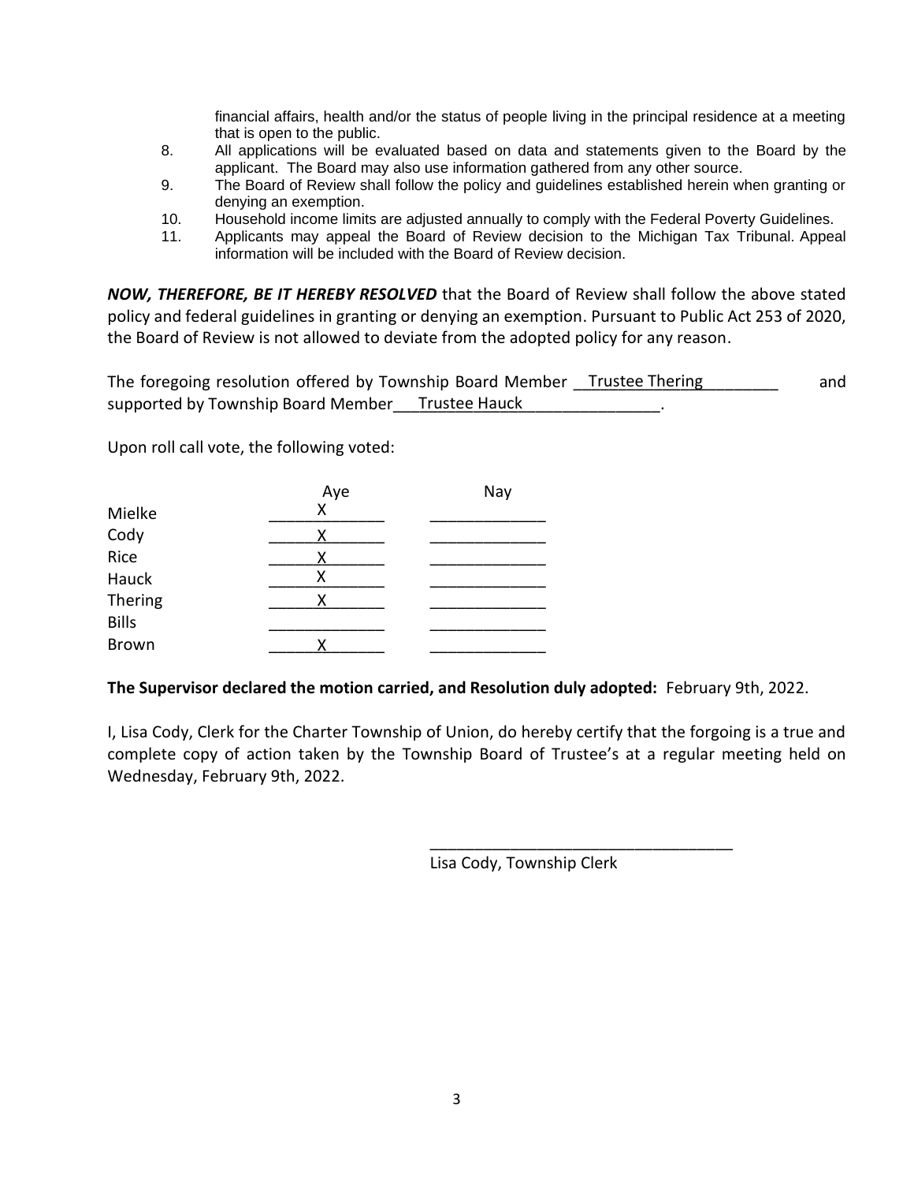financial affairs, health and/or the status of people living in the principal residence at a meeting that is open to the public.

8. All applications will be evaluated based on data and statements given to the Board by the applicant. The Board may also use information gathered from any other source.
9. The Board of Review shall follow the policy and guidelines established herein when granting or denying an exemption.
10. Household income limits are adjusted annually to comply with the Federal Poverty Guidelines.
11. Applicants may appeal the Board of Review decision to the Michigan Tax Tribunal. Appeal information will be included with the Board of Review decision.

***NOW, THEREFORE, BE IT HEREBY RESOLVED*** that the Board of Review shall follow the above stated policy and federal guidelines in granting or denying an exemption. Pursuant to Public Act 253 of 2020, the Board of Review is not allowed to deviate from the adopted policy for any reason.

The foregoing resolution offered by Township Board Member Trustee Thering and supported by Township Board Member Trustee Hauck.

Upon roll call vote, the following voted:

| | Aye | Nay |
|---|---|---|
| Mielke | X | |
| Cody | X | |
| Rice | X | |
| Hauck | X | |
| Thering | X | |
| Bills | | |
| Brown | X | |

**The Supervisor declared the motion carried, and Resolution duly adopted:** February 9th, 2022.

I, Lisa Cody, Clerk for the Charter Township of Union, do hereby certify that the forgoing is a true and complete copy of action taken by the Township Board of Trustee's at a regular meeting held on Wednesday, February 9th, 2022.

___________________________________
Lisa Cody, Township Clerk